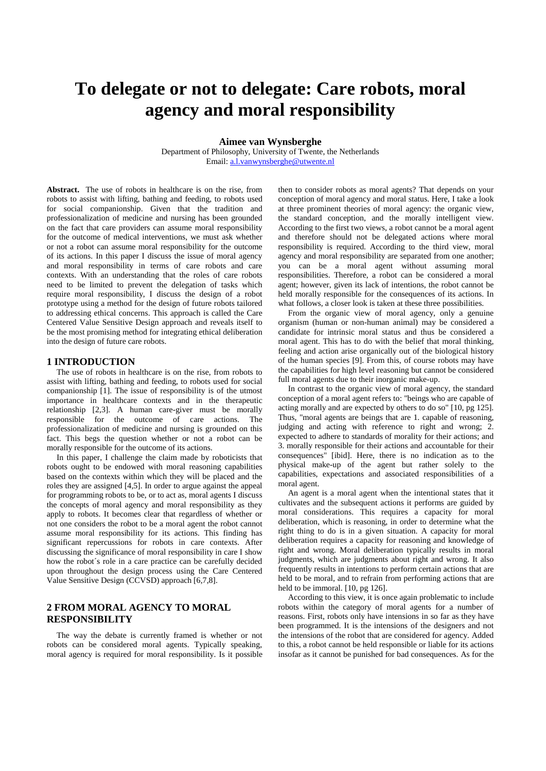# To delegate or not to delegate: Care robots, moral agency and moral responsibility

**Aimee van Wynsberghe**

Department of Philosophy, University of Twente, the Netherlands
Email: a.l.vanwynsberghe@utwente.nl

**Abstract.** The use of robots in healthcare is on the rise, from robots to assist with lifting, bathing and feeding, to robots used for social companionship. Given that the tradition and professionalization of medicine and nursing has been grounded on the fact that care providers can assume moral responsibility for the outcome of medical interventions, we must ask whether or not a robot can assume moral responsibility for the outcome of its actions. In this paper I discuss the issue of moral agency and moral responsibility in terms of care robots and care contexts. With an understanding that the roles of care robots need to be limited to prevent the delegation of tasks which require moral responsibility, I discuss the design of a robot prototype using a method for the design of future robots tailored to addressing ethical concerns. This approach is called the Care Centered Value Sensitive Design approach and reveals itself to be the most promising method for integrating ethical deliberation into the design of future care robots.

## 1 INTRODUCTION

The use of robots in healthcare is on the rise, from robots to assist with lifting, bathing and feeding, to robots used for social companionship [1]. The issue of responsibility is of the utmost importance in healthcare contexts and in the therapeutic relationship [2,3]. A human care-giver must be morally responsible for the outcome of care actions. The professionalization of medicine and nursing is grounded on this fact. This begs the question whether or not a robot can be morally responsible for the outcome of its actions.

In this paper, I challenge the claim made by roboticists that robots ought to be endowed with moral reasoning capabilities based on the contexts within which they will be placed and the roles they are assigned [4,5]. In order to argue against the appeal for programming robots to be, or to act as, moral agents I discuss the concepts of moral agency and moral responsibility as they apply to robots. It becomes clear that regardless of whether or not one considers the robot to be a moral agent the robot cannot assume moral responsibility for its actions. This finding has significant repercussions for robots in care contexts. After discussing the significance of moral responsibility in care I show how the robot´s role in a care practice can be carefully decided upon throughout the design process using the Care Centered Value Sensitive Design (CCVSD) approach [6,7,8].

## 2 FROM MORAL AGENCY TO MORAL RESPONSIBILITY

The way the debate is currently framed is whether or not robots can be considered moral agents. Typically speaking, moral agency is required for moral responsibility. Is it possible then to consider robots as moral agents? That depends on your conception of moral agency and moral status. Here, I take a look at three prominent theories of moral agency: the organic view, the standard conception, and the morally intelligent view. According to the first two views, a robot cannot be a moral agent and therefore should not be delegated actions where moral responsibility is required. According to the third view, moral agency and moral responsibility are separated from one another; you can be a moral agent without assuming moral responsibilities. Therefore, a robot can be considered a moral agent; however, given its lack of intentions, the robot cannot be held morally responsible for the consequences of its actions. In what follows, a closer look is taken at these three possibilities.

From the organic view of moral agency, only a genuine organism (human or non-human animal) may be considered a candidate for intrinsic moral status and thus be considered a moral agent. This has to do with the belief that moral thinking, feeling and action arise organically out of the biological history of the human species [9]. From this, of course robots may have the capabilities for high level reasoning but cannot be considered full moral agents due to their inorganic make-up.

In contrast to the organic view of moral agency, the standard conception of a moral agent refers to: "beings who are capable of acting morally and are expected by others to do so" [10, pg 125]. Thus, "moral agents are beings that are 1. capable of reasoning, judging and acting with reference to right and wrong; 2. expected to adhere to standards of morality for their actions; and 3. morally responsible for their actions and accountable for their consequences" [ibid]. Here, there is no indication as to the physical make-up of the agent but rather solely to the capabilities, expectations and associated responsibilities of a moral agent.

An agent is a moral agent when the intentional states that it cultivates and the subsequent actions it performs are guided by moral considerations. This requires a capacity for moral deliberation, which is reasoning, in order to determine what the right thing to do is in a given situation. A capacity for moral deliberation requires a capacity for reasoning and knowledge of right and wrong. Moral deliberation typically results in moral judgments, which are judgments about right and wrong. It also frequently results in intentions to perform certain actions that are held to be moral, and to refrain from performing actions that are held to be immoral. [10, pg 126].

According to this view, it is once again problematic to include robots within the category of moral agents for a number of reasons. First, robots only have intensions in so far as they have been programmed. It is the intensions of the designers and not the intensions of the robot that are considered for agency. Added to this, a robot cannot be held responsible or liable for its actions insofar as it cannot be punished for bad consequences. As for the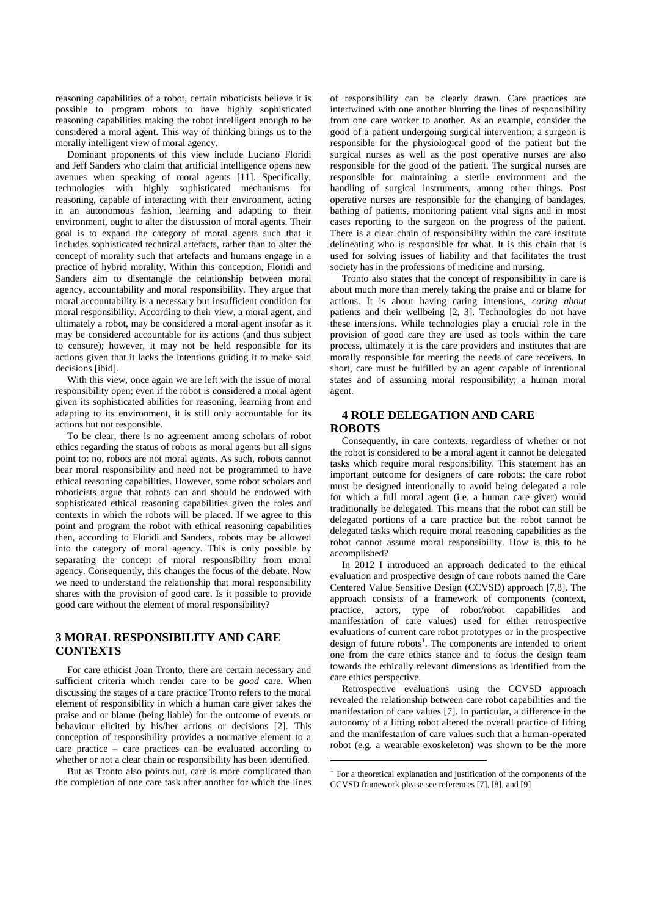reasoning capabilities of a robot, certain roboticists believe it is possible to program robots to have highly sophisticated reasoning capabilities making the robot intelligent enough to be considered a moral agent. This way of thinking brings us to the morally intelligent view of moral agency.

Dominant proponents of this view include Luciano Floridi and Jeff Sanders who claim that artificial intelligence opens new avenues when speaking of moral agents [11]. Specifically, technologies with highly sophisticated mechanisms for reasoning, capable of interacting with their environment, acting in an autonomous fashion, learning and adapting to their environment, ought to alter the discussion of moral agents. Their goal is to expand the category of moral agents such that it includes sophisticated technical artefacts, rather than to alter the concept of morality such that artefacts and humans engage in a practice of hybrid morality. Within this conception, Floridi and Sanders aim to disentangle the relationship between moral agency, accountability and moral responsibility. They argue that moral accountability is a necessary but insufficient condition for moral responsibility. According to their view, a moral agent, and ultimately a robot, may be considered a moral agent insofar as it may be considered accountable for its actions (and thus subject to censure); however, it may not be held responsible for its actions given that it lacks the intentions guiding it to make said decisions [ibid].

With this view, once again we are left with the issue of moral responsibility open; even if the robot is considered a moral agent given its sophisticated abilities for reasoning, learning from and adapting to its environment, it is still only accountable for its actions but not responsible.

To be clear, there is no agreement among scholars of robot ethics regarding the status of robots as moral agents but all signs point to: no, robots are not moral agents. As such, robots cannot bear moral responsibility and need not be programmed to have ethical reasoning capabilities. However, some robot scholars and roboticists argue that robots can and should be endowed with sophisticated ethical reasoning capabilities given the roles and contexts in which the robots will be placed. If we agree to this point and program the robot with ethical reasoning capabilities then, according to Floridi and Sanders, robots may be allowed into the category of moral agency. This is only possible by separating the concept of moral responsibility from moral agency. Consequently, this changes the focus of the debate. Now we need to understand the relationship that moral responsibility shares with the provision of good care. Is it possible to provide good care without the element of moral responsibility?

## 3 MORAL RESPONSIBILITY AND CARE CONTEXTS

For care ethicist Joan Tronto, there are certain necessary and sufficient criteria which render care to be *good* care. When discussing the stages of a care practice Tronto refers to the moral element of responsibility in which a human care giver takes the praise and or blame (being liable) for the outcome of events or behaviour elicited by his/her actions or decisions [2]. This conception of responsibility provides a normative element to a care practice – care practices can be evaluated according to whether or not a clear chain or responsibility has been identified.

But as Tronto also points out, care is more complicated than the completion of one care task after another for which the lines of responsibility can be clearly drawn. Care practices are intertwined with one another blurring the lines of responsibility from one care worker to another. As an example, consider the good of a patient undergoing surgical intervention; a surgeon is responsible for the physiological good of the patient but the surgical nurses as well as the post operative nurses are also responsible for the good of the patient. The surgical nurses are responsible for maintaining a sterile environment and the handling of surgical instruments, among other things. Post operative nurses are responsible for the changing of bandages, bathing of patients, monitoring patient vital signs and in most cases reporting to the surgeon on the progress of the patient. There is a clear chain of responsibility within the care institute delineating who is responsible for what. It is this chain that is used for solving issues of liability and that facilitates the trust society has in the professions of medicine and nursing.

Tronto also states that the concept of responsibility in care is about much more than merely taking the praise and or blame for actions. It is about having caring intensions, *caring about* patients and their wellbeing [2, 3]. Technologies do not have these intensions. While technologies play a crucial role in the provision of good care they are used as tools within the care process, ultimately it is the care providers and institutes that are morally responsible for meeting the needs of care receivers. In short, care must be fulfilled by an agent capable of intentional states and of assuming moral responsibility; a human moral agent.

## 4 ROLE DELEGATION AND CARE ROBOTS

Consequently, in care contexts, regardless of whether or not the robot is considered to be a moral agent it cannot be delegated tasks which require moral responsibility. This statement has an important outcome for designers of care robots: the care robot must be designed intentionally to avoid being delegated a role for which a full moral agent (i.e. a human care giver) would traditionally be delegated. This means that the robot can still be delegated portions of a care practice but the robot cannot be delegated tasks which require moral reasoning capabilities as the robot cannot assume moral responsibility. How is this to be accomplished?

In 2012 I introduced an approach dedicated to the ethical evaluation and prospective design of care robots named the Care Centered Value Sensitive Design (CCVSD) approach [7,8]. The approach consists of a framework of components (context, practice, actors, type of robot/robot capabilities and manifestation of care values) used for either retrospective evaluations of current care robot prototypes or in the prospective design of future robots[1]. The components are intended to orient one from the care ethics stance and to focus the design team towards the ethically relevant dimensions as identified from the care ethics perspective.

Retrospective evaluations using the CCVSD approach revealed the relationship between care robot capabilities and the manifestation of care values [7]. In particular, a difference in the autonomy of a lifting robot altered the overall practice of lifting and the manifestation of care values such that a human-operated robot (e.g. a wearable exoskeleton) was shown to be the more

[1] For a theoretical explanation and justification of the components of the CCVSD framework please see references [7], [8], and [9]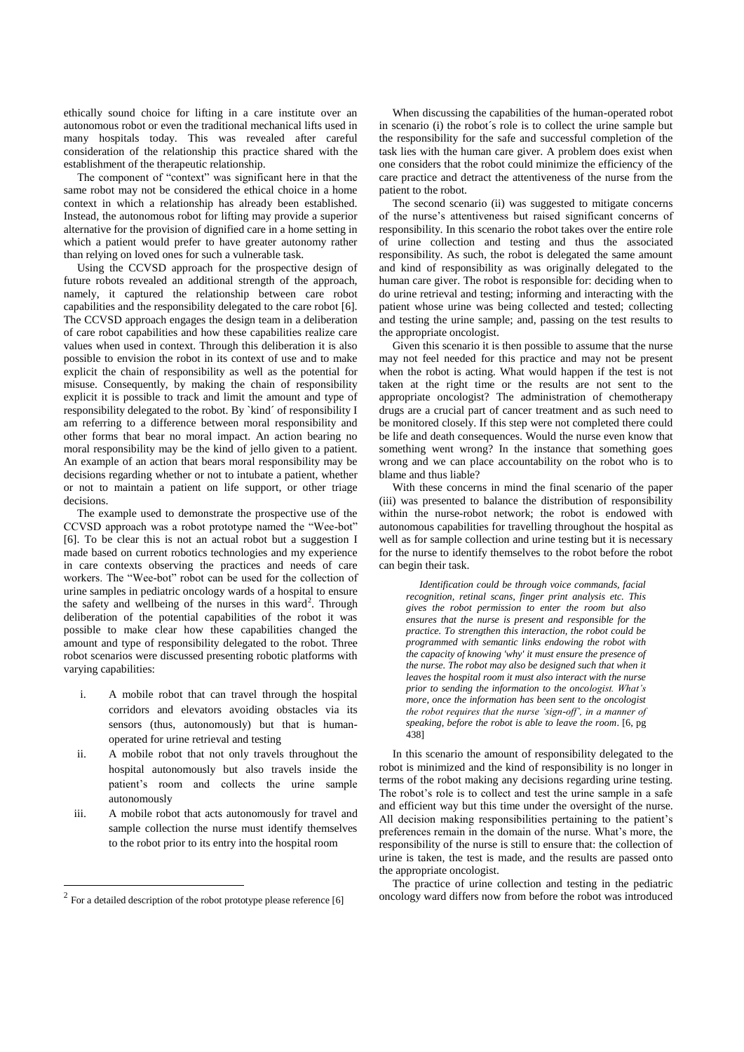ethically sound choice for lifting in a care institute over an autonomous robot or even the traditional mechanical lifts used in many hospitals today. This was revealed after careful consideration of the relationship this practice shared with the establishment of the therapeutic relationship.

The component of "context" was significant here in that the same robot may not be considered the ethical choice in a home context in which a relationship has already been established. Instead, the autonomous robot for lifting may provide a superior alternative for the provision of dignified care in a home setting in which a patient would prefer to have greater autonomy rather than relying on loved ones for such a vulnerable task.

Using the CCVSD approach for the prospective design of future robots revealed an additional strength of the approach, namely, it captured the relationship between care robot capabilities and the responsibility delegated to the care robot [6]. The CCVSD approach engages the design team in a deliberation of care robot capabilities and how these capabilities realize care values when used in context. Through this deliberation it is also possible to envision the robot in its context of use and to make explicit the chain of responsibility as well as the potential for misuse. Consequently, by making the chain of responsibility explicit it is possible to track and limit the amount and type of responsibility delegated to the robot. By `kind´ of responsibility I am referring to a difference between moral responsibility and other forms that bear no moral impact. An action bearing no moral responsibility may be the kind of jello given to a patient. An example of an action that bears moral responsibility may be decisions regarding whether or not to intubate a patient, whether or not to maintain a patient on life support, or other triage decisions.

The example used to demonstrate the prospective use of the CCVSD approach was a robot prototype named the "Wee-bot" [6]. To be clear this is not an actual robot but a suggestion I made based on current robotics technologies and my experience in care contexts observing the practices and needs of care workers. The "Wee-bot" robot can be used for the collection of urine samples in pediatric oncology wards of a hospital to ensure the safety and wellbeing of the nurses in this ward[2]. Through deliberation of the potential capabilities of the robot it was possible to make clear how these capabilities changed the amount and type of responsibility delegated to the robot. Three robot scenarios were discussed presenting robotic platforms with varying capabilities:

i. A mobile robot that can travel through the hospital corridors and elevators avoiding obstacles via its sensors (thus, autonomously) but that is human-operated for urine retrieval and testing
ii. A mobile robot that not only travels throughout the hospital autonomously but also travels inside the patient's room and collects the urine sample autonomously
iii. A mobile robot that acts autonomously for travel and sample collection the nurse must identify themselves to the robot prior to its entry into the hospital room

When discussing the capabilities of the human-operated robot in scenario (i) the robot´s role is to collect the urine sample but the responsibility for the safe and successful completion of the task lies with the human care giver. A problem does exist when one considers that the robot could minimize the efficiency of the care practice and detract the attentiveness of the nurse from the patient to the robot.

The second scenario (ii) was suggested to mitigate concerns of the nurse's attentiveness but raised significant concerns of responsibility. In this scenario the robot takes over the entire role of urine collection and testing and thus the associated responsibility. As such, the robot is delegated the same amount and kind of responsibility as was originally delegated to the human care giver. The robot is responsible for: deciding when to do urine retrieval and testing; informing and interacting with the patient whose urine was being collected and tested; collecting and testing the urine sample; and, passing on the test results to the appropriate oncologist.

Given this scenario it is then possible to assume that the nurse may not feel needed for this practice and may not be present when the robot is acting. What would happen if the test is not taken at the right time or the results are not sent to the appropriate oncologist? The administration of chemotherapy drugs are a crucial part of cancer treatment and as such need to be monitored closely. If this step were not completed there could be life and death consequences. Would the nurse even know that something went wrong? In the instance that something goes wrong and we can place accountability on the robot who is to blame and thus liable?

With these concerns in mind the final scenario of the paper (iii) was presented to balance the distribution of responsibility within the nurse-robot network; the robot is endowed with autonomous capabilities for travelling throughout the hospital as well as for sample collection and urine testing but it is necessary for the nurse to identify themselves to the robot before the robot can begin their task.

> *Identification could be through voice commands, facial recognition, retinal scans, finger print analysis etc. This gives the robot permission to enter the room but also ensures that the nurse is present and responsible for the practice. To strengthen this interaction, the robot could be programmed with semantic links endowing the robot with the capacity of knowing 'why' it must ensure the presence of the nurse. The robot may also be designed such that when it leaves the hospital room it must also interact with the nurse prior to sending the information to the oncologist. What's more, once the information has been sent to the oncologist the robot requires that the nurse 'sign-off', in a manner of speaking, before the robot is able to leave the room*. [6, pg 438]

In this scenario the amount of responsibility delegated to the robot is minimized and the kind of responsibility is no longer in terms of the robot making any decisions regarding urine testing. The robot's role is to collect and test the urine sample in a safe and efficient way but this time under the oversight of the nurse. All decision making responsibilities pertaining to the patient's preferences remain in the domain of the nurse. What's more, the responsibility of the nurse is still to ensure that: the collection of urine is taken, the test is made, and the results are passed onto the appropriate oncologist.

The practice of urine collection and testing in the pediatric oncology ward differs now from before the robot was introduced

[2] For a detailed description of the robot prototype please reference [6]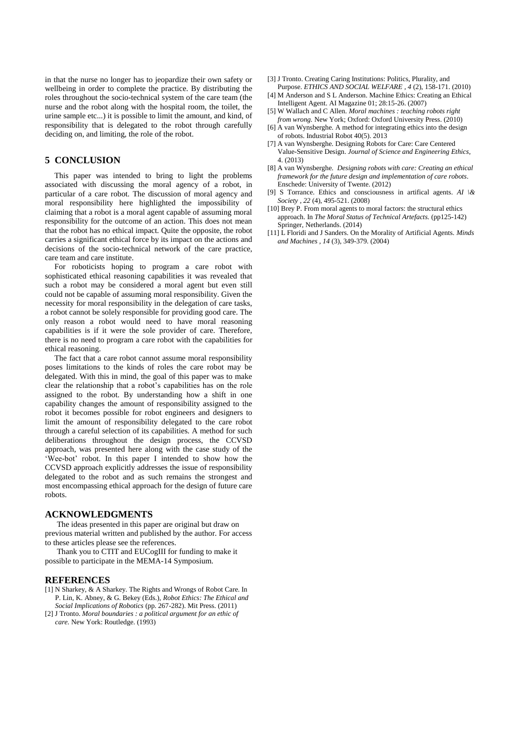in that the nurse no longer has to jeopardize their own safety or wellbeing in order to complete the practice. By distributing the roles throughout the socio-technical system of the care team (the nurse and the robot along with the hospital room, the toilet, the urine sample etc...) it is possible to limit the amount, and kind, of responsibility that is delegated to the robot through carefully deciding on, and limiting, the role of the robot.

## 5 CONCLUSION

This paper was intended to bring to light the problems associated with discussing the moral agency of a robot, in particular of a care robot. The discussion of moral agency and moral responsibility here highlighted the impossibility of claiming that a robot is a moral agent capable of assuming moral responsibility for the outcome of an action. This does not mean that the robot has no ethical impact. Quite the opposite, the robot carries a significant ethical force by its impact on the actions and decisions of the socio-technical network of the care practice, care team and care institute.

For roboticists hoping to program a care robot with sophisticated ethical reasoning capabilities it was revealed that such a robot may be considered a moral agent but even still could not be capable of assuming moral responsibility. Given the necessity for moral responsibility in the delegation of care tasks, a robot cannot be solely responsible for providing good care. The only reason a robot would need to have moral reasoning capabilities is if it were the sole provider of care. Therefore, there is no need to program a care robot with the capabilities for ethical reasoning.

The fact that a care robot cannot assume moral responsibility poses limitations to the kinds of roles the care robot may be delegated. With this in mind, the goal of this paper was to make clear the relationship that a robot's capabilities has on the role assigned to the robot. By understanding how a shift in one capability changes the amount of responsibility assigned to the robot it becomes possible for robot engineers and designers to limit the amount of responsibility delegated to the care robot through a careful selection of its capabilities. A method for such deliberations throughout the design process, the CCVSD approach, was presented here along with the case study of the 'Wee-bot' robot. In this paper I intended to show how the CCVSD approach explicitly addresses the issue of responsibility delegated to the robot and as such remains the strongest and most encompassing ethical approach for the design of future care robots.

## ACKNOWLEDGMENTS

The ideas presented in this paper are original but draw on previous material written and published by the author. For access to these articles please see the references.

Thank you to CTIT and EUCogIII for funding to make it possible to participate in the MEMA-14 Symposium.

## REFERENCES

[1] N Sharkey, & A Sharkey. The Rights and Wrongs of Robot Care. In P. Lin, K. Abney, & G. Bekey (Eds.), *Robot Ethics: The Ethical and Social Implications of Robotics* (pp. 267-282). Mit Press. (2011)

[2] J Tronto. *Moral boundaries : a political argument for an ethic of care.* New York: Routledge. (1993)

[3] J Tronto. Creating Caring Institutions: Politics, Plurality, and Purpose. *ETHICS AND SOCIAL WELFARE , 4* (2), 158-171. (2010)

[4] M Anderson and S L Anderson. Machine Ethics: Creating an Ethical Intelligent Agent. AI Magazine 01; 28:15-26. (2007)

[5] W Wallach and C Allen. *Moral machines : teaching robots right from wrong.* New York; Oxford: Oxford University Press. (2010)

[6] A van Wynsberghe. A method for integrating ethics into the design of robots. Industrial Robot 40(5). 2013

[7] A van Wynsberghe. Designing Robots for Care: Care Centered Value-Sensitive Design. *Journal of Science and Engineering Ethics*, 4. (2013)

[8] A van Wynsberghe. *Designing robots with care: Creating an ethical framework for the future design and implementation of care robots*. Enschede: University of Twente. (2012)

[9] S Torrance. Ethics and consciousness in artifical agents. *AI \& Society , 22* (4), 495-521. (2008)

[10] Brey P. From moral agents to moral factors: the structural ethics approach. In *The Moral Status of Technical Artefacts.* (pp125-142) Springer, Netherlands. (2014)

[11] L Floridi and J Sanders. On the Morality of Artificial Agents. *Minds and Machines , 14* (3), 349-379. (2004)